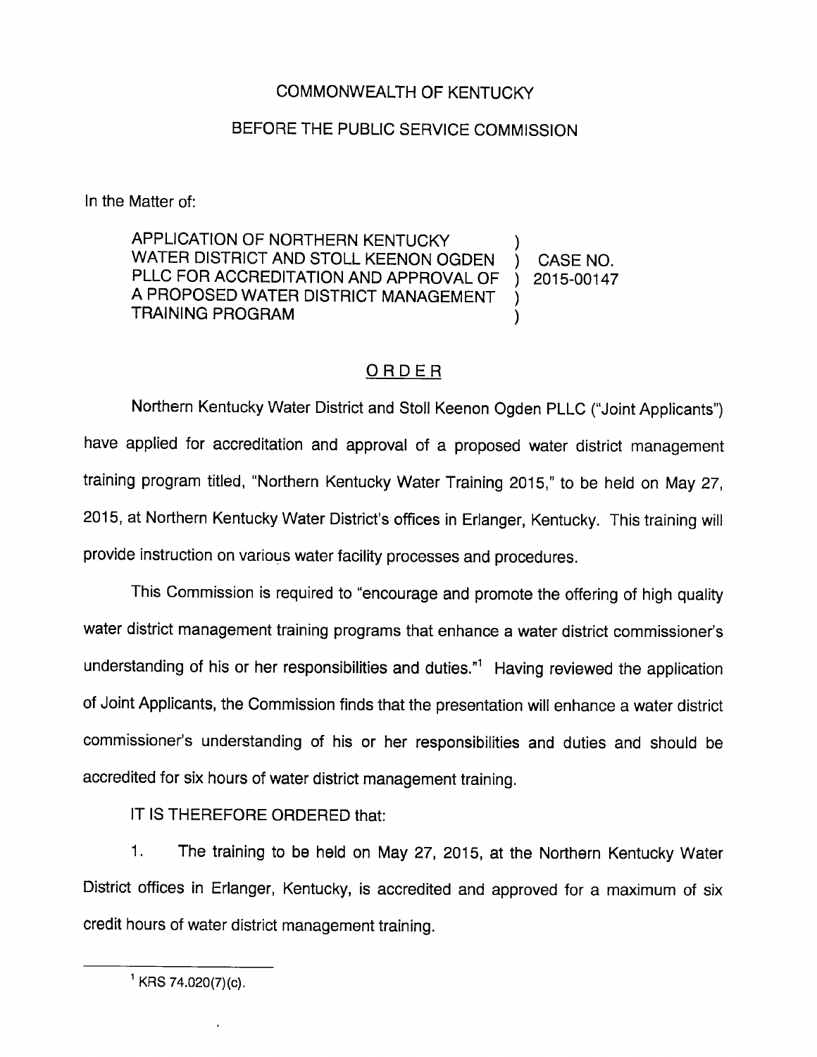COMMONWEALTH OF KENTUCKY

BEFORE THE PUBLIC SERVICE COMMISSION

In the Matter of:

| | | |
|---|---|---|
| APPLICATION OF NORTHERN KENTUCKY WATER DISTRICT AND STOLL KEENON OGDEN PLLC FOR ACCREDITATION AND APPROVAL OF A PROPOSED WATER DISTRICT MANAGEMENT TRAINING PROGRAM | ) | CASE NO. 2015-00147 |

## ORDER

Northern Kentucky Water District and Stoll Keenon Ogden PLLC ("Joint Applicants") have applied for accreditation and approval of a proposed water district management training program titled, "Northern Kentucky Water Training 2015," to be held on May 27, 2015, at Northern Kentucky Water District's offices in Erlanger, Kentucky. This training will provide instruction on various water facility processes and procedures.

This Commission is required to "encourage and promote the offering of high quality water district management training programs that enhance a water district commissioner's understanding of his or her responsibilities and duties."[1] Having reviewed the application of Joint Applicants, the Commission finds that the presentation will enhance a water district commissioner's understanding of his or her responsibilities and duties and should be accredited for six hours of water district management training.

IT IS THEREFORE ORDERED that:

1. The training to be held on May 27, 2015, at the Northern Kentucky Water District offices in Erlanger, Kentucky, is accredited and approved for a maximum of six credit hours of water district management training.

---

[1] KRS 74.020(7)(c).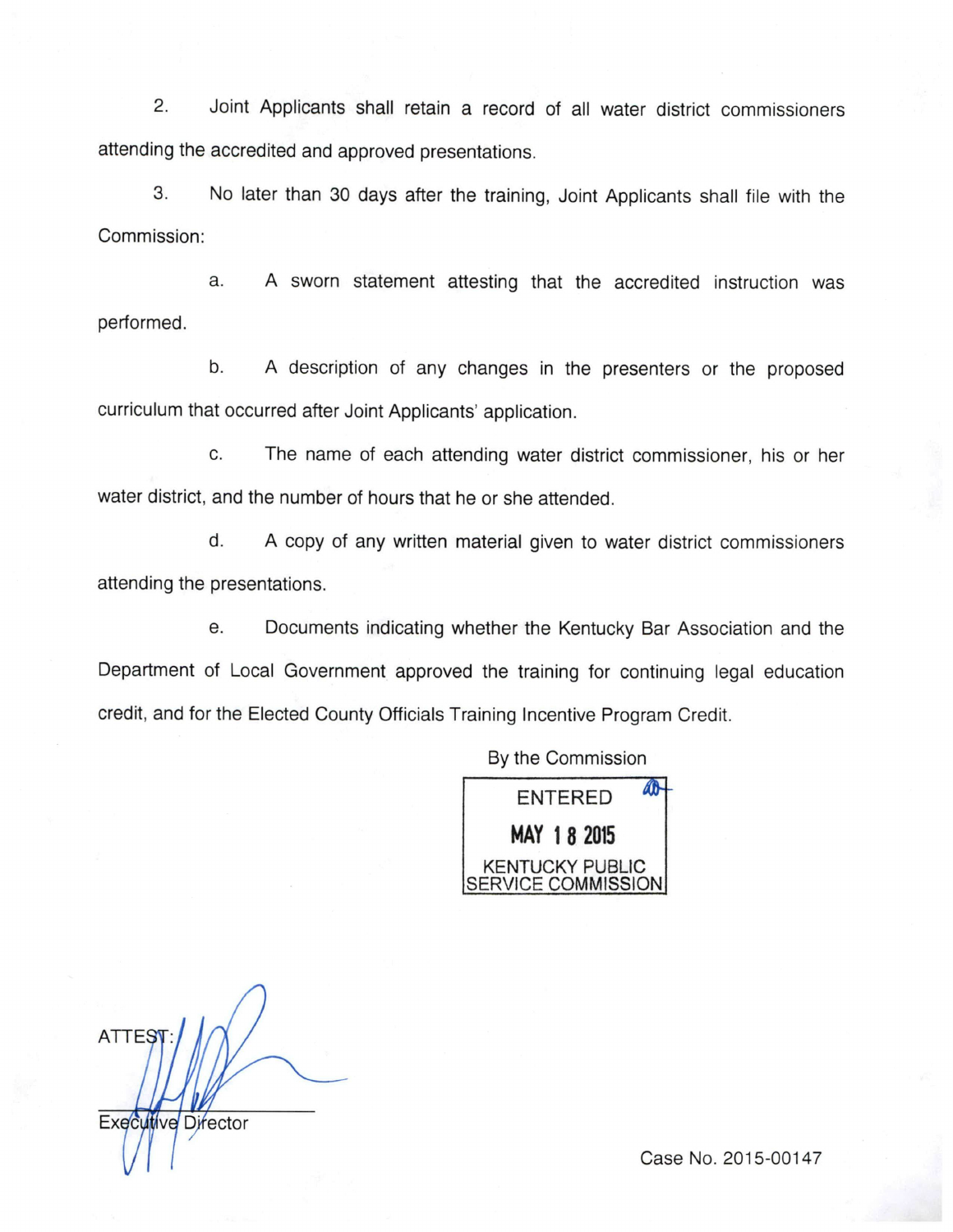2. Joint Applicants shall retain a record of all water district commissioners attending the accredited and approved presentations.

3. No later than 30 days after the training, Joint Applicants shall file with the Commission:

a. A sworn statement attesting that the accredited instruction was performed.

b. A description of any changes in the presenters or the proposed curriculum that occurred after Joint Applicants' application.

c. The name of each attending water district commissioner, his or her water district, and the number of hours that he or she attended.

d. A copy of any written material given to water district commissioners attending the presentations.

e. Documents indicating whether the Kentucky Bar Association and the Department of Local Government approved the training for continuing legal education credit, and for the Elected County Officials Training Incentive Program Credit.

By the Commission

ENTERED
MAY 18 2015
KENTUCKY PUBLIC SERVICE COMMISSION

ATTEST:

Executive Director

Case No. 2015-00147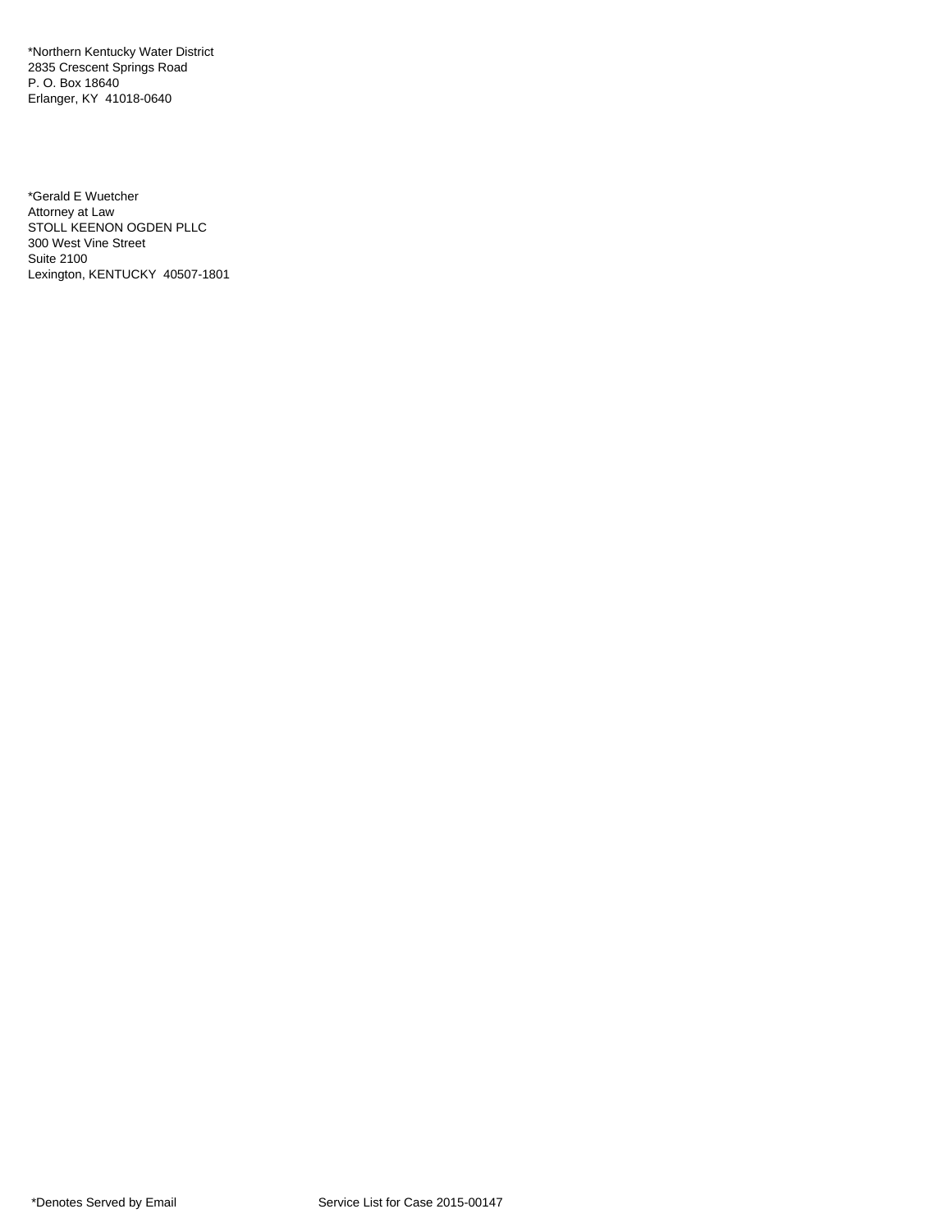*Northern Kentucky Water District
2835 Crescent Springs Road
P. O. Box 18640
Erlanger, KY 41018-0640

*Gerald E Wuetcher
Attorney at Law
STOLL KEENON OGDEN PLLC
300 West Vine Street
Suite 2100
Lexington, KENTUCKY 40507-1801

*Denotes Served by Email

Service List for Case 2015-00147